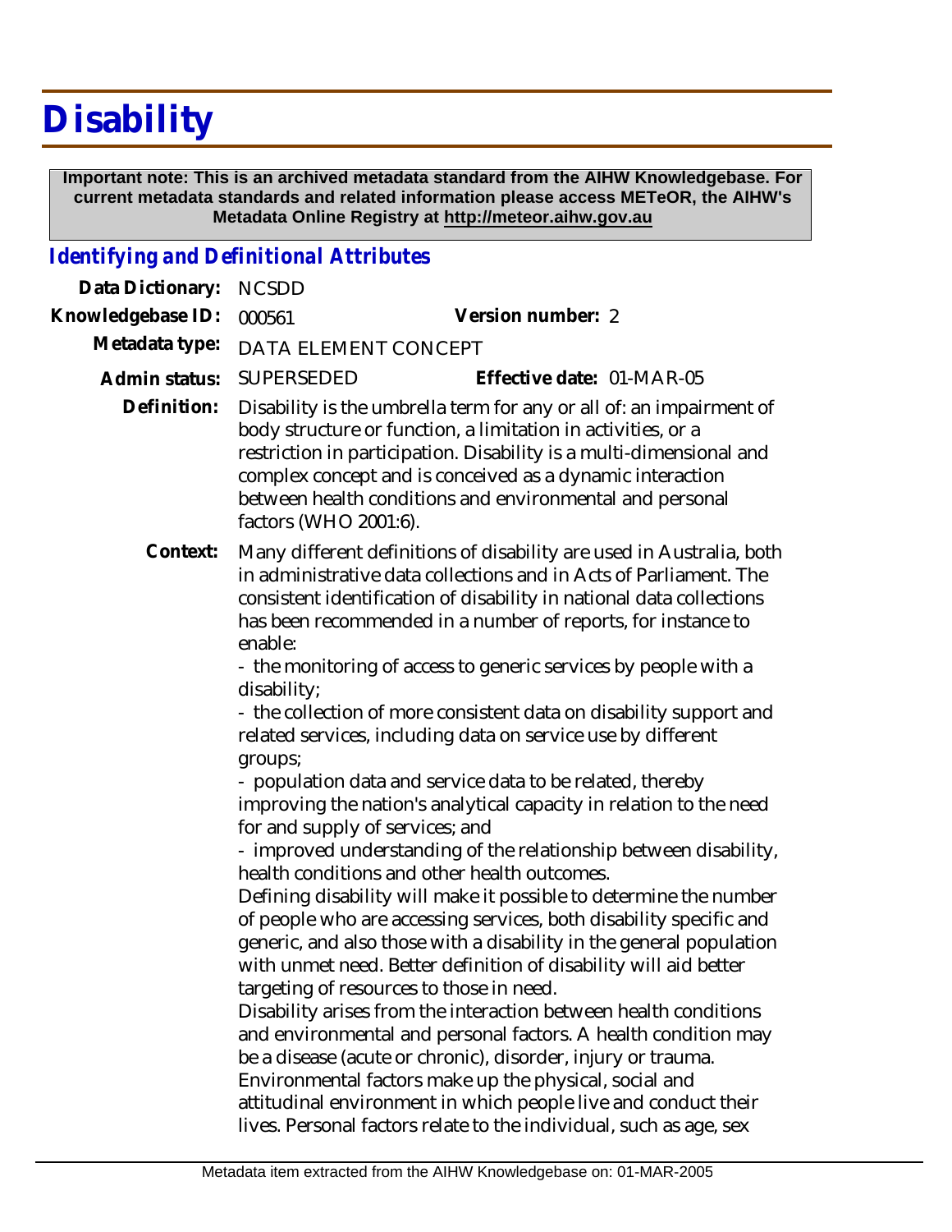# Disability

**Important note: This is an archived metadata standard from the AIHW Knowledgebase. For current metadata standards and related information please access METeOR, the AIHW's Metadata Online Registry at http://meteor.aihw.gov.au**

## *Identifying and Definitional Attributes*

**Data Dictionary:** NCSDD

**Knowledgebase ID:** 000561 **Version number:** 2

**Metadata type:** DATA ELEMENT CONCEPT

**Admin status:** SUPERSEDED **Effective date:** 01-MAR-05

**Definition:** Disability is the umbrella term for any or all of: an impairment of body structure or function, a limitation in activities, or a restriction in participation. Disability is a multi-dimensional and complex concept and is conceived as a dynamic interaction between health conditions and environmental and personal factors (WHO 2001:6).

**Context:** Many different definitions of disability are used in Australia, both in administrative data collections and in Acts of Parliament. The consistent identification of disability in national data collections has been recommended in a number of reports, for instance to enable:

- the monitoring of access to generic services by people with a disability;
- the collection of more consistent data on disability support and related services, including data on service use by different groups;
- population data and service data to be related, thereby improving the nation's analytical capacity in relation to the need for and supply of services; and
- improved understanding of the relationship between disability, health conditions and other health outcomes.

Defining disability will make it possible to determine the number of people who are accessing services, both disability specific and generic, and also those with a disability in the general population with unmet need. Better definition of disability will aid better targeting of resources to those in need.

Disability arises from the interaction between health conditions and environmental and personal factors. A health condition may be a disease (acute or chronic), disorder, injury or trauma. Environmental factors make up the physical, social and attitudinal environment in which people live and conduct their lives. Personal factors relate to the individual, such as age, sex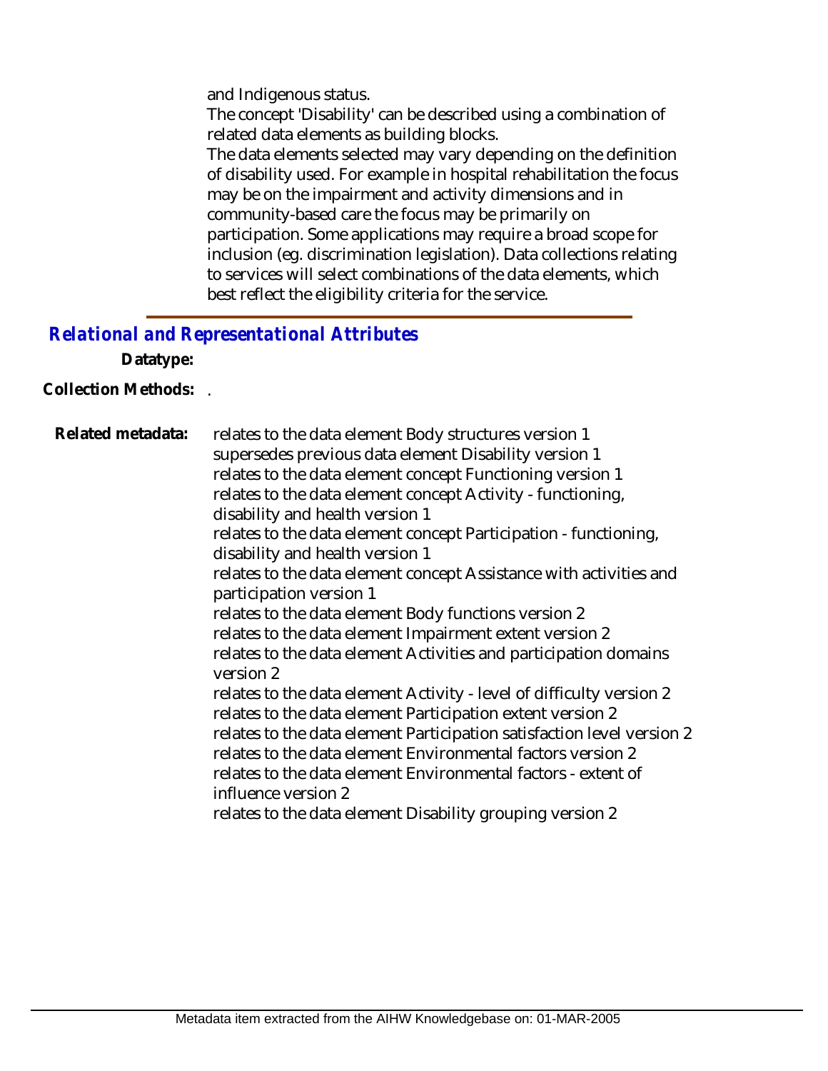and Indigenous status.

The concept 'Disability' can be described using a combination of related data elements as building blocks.

The data elements selected may vary depending on the definition of disability used. For example in hospital rehabilitation the focus may be on the impairment and activity dimensions and in community-based care the focus may be primarily on participation. Some applications may require a broad scope for inclusion (eg. discrimination legislation). Data collections relating to services will select combinations of the data elements, which best reflect the eligibility criteria for the service.

## *Relational and Representational Attributes*

**Datatype:**

**Collection Methods:** .

**Related metadata:**

relates to the data element Body structures version 1
supersedes previous data element Disability version 1
relates to the data element concept Functioning version 1
relates to the data element concept Activity - functioning, disability and health version 1
relates to the data element concept Participation - functioning, disability and health version 1
relates to the data element concept Assistance with activities and participation version 1
relates to the data element Body functions version 2
relates to the data element Impairment extent version 2
relates to the data element Activities and participation domains version 2
relates to the data element Activity - level of difficulty version 2
relates to the data element Participation extent version 2
relates to the data element Participation satisfaction level version 2
relates to the data element Environmental factors version 2
relates to the data element Environmental factors - extent of influence version 2
relates to the data element Disability grouping version 2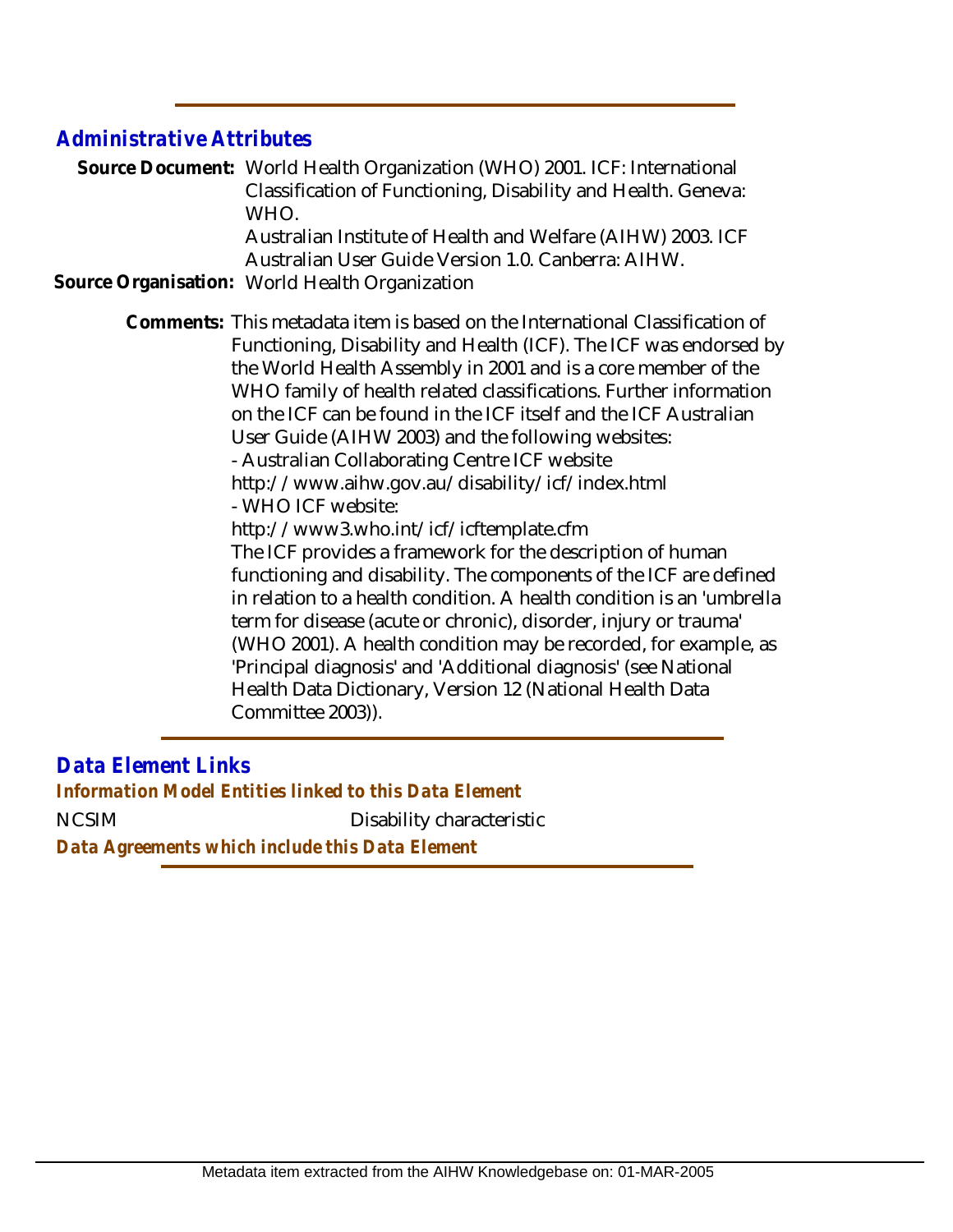## Administrative Attributes

**Source Document:** World Health Organization (WHO) 2001. ICF: International Classification of Functioning, Disability and Health. Geneva: WHO.
Australian Institute of Health and Welfare (AIHW) 2003. ICF Australian User Guide Version 1.0. Canberra: AIHW.

**Source Organisation:** World Health Organization

**Comments:** This metadata item is based on the International Classification of Functioning, Disability and Health (ICF). The ICF was endorsed by the World Health Assembly in 2001 and is a core member of the WHO family of health related classifications. Further information on the ICF can be found in the ICF itself and the ICF Australian User Guide (AIHW 2003) and the following websites:
- Australian Collaborating Centre ICF website
http://www.aihw.gov.au/disability/icf/index.html
- WHO ICF website:
http://www3.who.int/icf/icftemplate.cfm
The ICF provides a framework for the description of human functioning and disability. The components of the ICF are defined in relation to a health condition. A health condition is an 'umbrella term for disease (acute or chronic), disorder, injury or trauma' (WHO 2001). A health condition may be recorded, for example, as 'Principal diagnosis' and 'Additional diagnosis' (see National Health Data Dictionary, Version 12 (National Health Data Committee 2003)).

## Data Element Links

### Information Model Entities linked to this Data Element

| | |
|---|---|
| NCSIM | Disability characteristic |

### Data Agreements which include this Data Element

Metadata item extracted from the AIHW Knowledgebase on: 01-MAR-2005